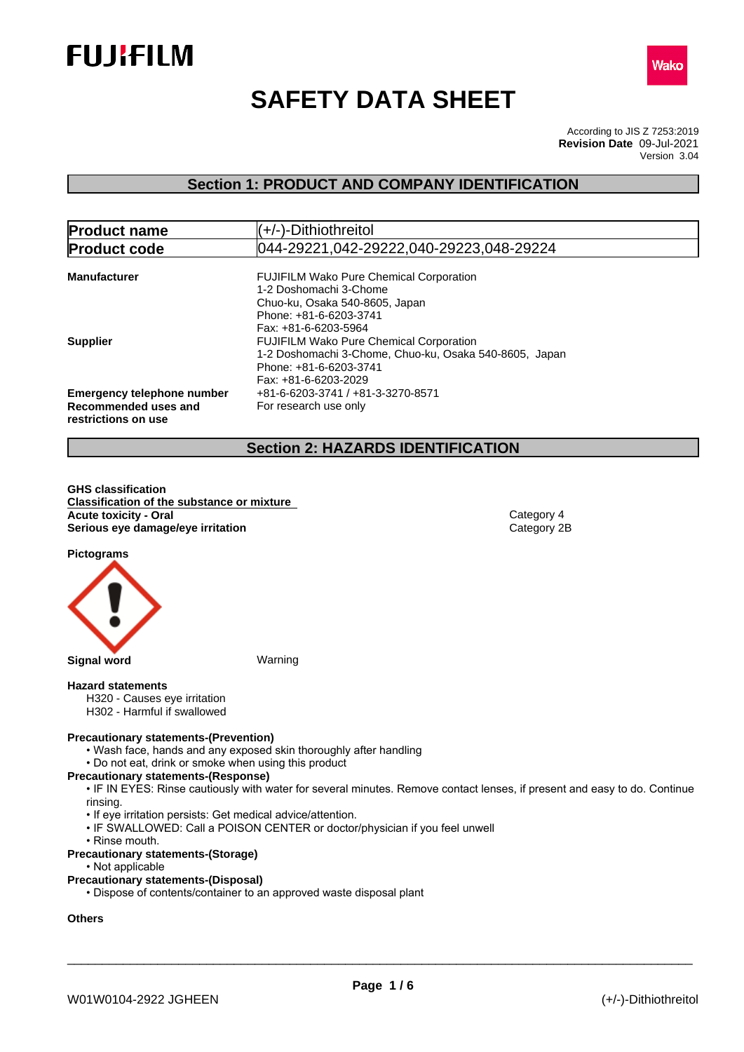# SAFETY DATA SHEET

According to JIS Z 7253:2019
**Revision Date** 09-Jul-2021
Version 3.04

## Section 1: PRODUCT AND COMPANY IDENTIFICATION

| **Product name** | (+/-)-Dithiothreitol |
|---|---|
| **Product code** | 044-29221,042-29222,040-29223,048-29224 |

**Manufacturer**
FUJIFILM Wako Pure Chemical Corporation
1-2 Doshomachi 3-Chome
Chuo-ku, Osaka 540-8605, Japan
Phone: +81-6-6203-3741
Fax: +81-6-6203-5964

**Supplier**
FUJIFILM Wako Pure Chemical Corporation
1-2 Doshomachi 3-Chome, Chuo-ku, Osaka 540-8605, Japan
Phone: +81-6-6203-3741
Fax: +81-6-6203-2029

**Emergency telephone number** +81-6-6203-3741 / +81-3-3270-8571

**Recommended uses and restrictions on use** For research use only

## Section 2: HAZARDS IDENTIFICATION

**GHS classification**

**Classification of the substance or mixture**

| | |
|---|---|
| **Acute toxicity - Oral** | Category 4 |
| **Serious eye damage/eye irritation** | Category 2B |

**Pictograms**

**Signal word** Warning

**Hazard statements**

H320 - Causes eye irritation
H302 - Harmful if swallowed

**Precautionary statements-(Prevention)**

- Wash face, hands and any exposed skin thoroughly after handling
- Do not eat, drink or smoke when using this product

**Precautionary statements-(Response)**

- IF IN EYES: Rinse cautiously with water for several minutes. Remove contact lenses, if present and easy to do. Continue rinsing.
- If eye irritation persists: Get medical advice/attention.
- IF SWALLOWED: Call a POISON CENTER or doctor/physician if you feel unwell
- Rinse mouth.

**Precautionary statements-(Storage)**

- Not applicable

**Precautionary statements-(Disposal)**

- Dispose of contents/container to an approved waste disposal plant

**Others**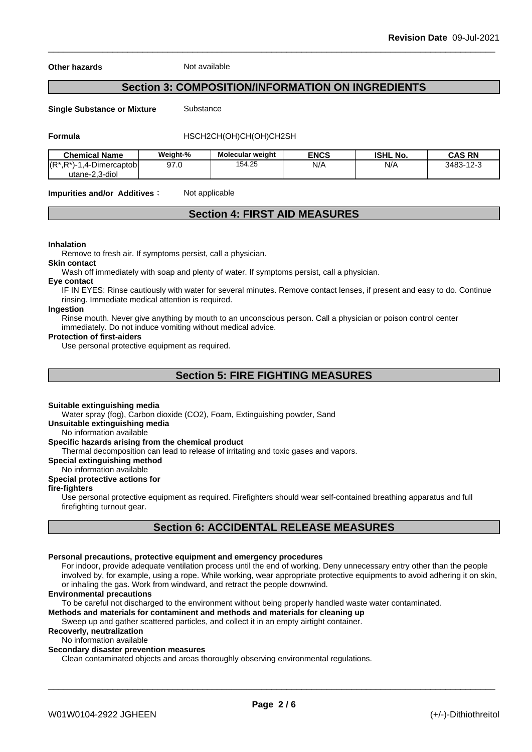**Other hazards** Not available

## Section 3: COMPOSITION/INFORMATION ON INGREDIENTS

**Single Substance or Mixture** Substance

**Formula** HSCH2CH(OH)CH(OH)CH2SH

| Chemical Name | Weight-% | Molecular weight | ENCS | ISHL No. | CAS RN |
|---|---|---|---|---|---|
| (R*,R*)-1,4-Dimercaptobutane-2,3-diol | 97.0 | 154.25 | N/A | N/A | 3483-12-3 |

**Impurities and/or Additives**： Not applicable

## Section 4: FIRST AID MEASURES

**Inhalation**

Remove to fresh air. If symptoms persist, call a physician.

**Skin contact**

Wash off immediately with soap and plenty of water. If symptoms persist, call a physician.

**Eye contact**

IF IN EYES: Rinse cautiously with water for several minutes. Remove contact lenses, if present and easy to do. Continue rinsing. Immediate medical attention is required.

**Ingestion**

Rinse mouth. Never give anything by mouth to an unconscious person. Call a physician or poison control center immediately. Do not induce vomiting without medical advice.

**Protection of first-aiders**

Use personal protective equipment as required.

## Section 5: FIRE FIGHTING MEASURES

**Suitable extinguishing media**

Water spray (fog), Carbon dioxide (CO2), Foam, Extinguishing powder, Sand

**Unsuitable extinguishing media**

No information available

**Specific hazards arising from the chemical product**

Thermal decomposition can lead to release of irritating and toxic gases and vapors.

**Special extinguishing method**

No information available

**Special protective actions for fire-fighters**

Use personal protective equipment as required. Firefighters should wear self-contained breathing apparatus and full firefighting turnout gear.

## Section 6: ACCIDENTAL RELEASE MEASURES

**Personal precautions, protective equipment and emergency procedures**

For indoor, provide adequate ventilation process until the end of working. Deny unnecessary entry other than the people involved by, for example, using a rope. While working, wear appropriate protective equipments to avoid adhering it on skin, or inhaling the gas. Work from windward, and retract the people downwind.

**Environmental precautions**

To be careful not discharged to the environment without being properly handled waste water contaminated.

**Methods and materials for contaminent and methods and materials for cleaning up**

Sweep up and gather scattered particles, and collect it in an empty airtight container.

**Recoverly, neutralization**

No information available

**Secondary disaster prevention measures**

Clean contaminated objects and areas thoroughly observing environmental regulations.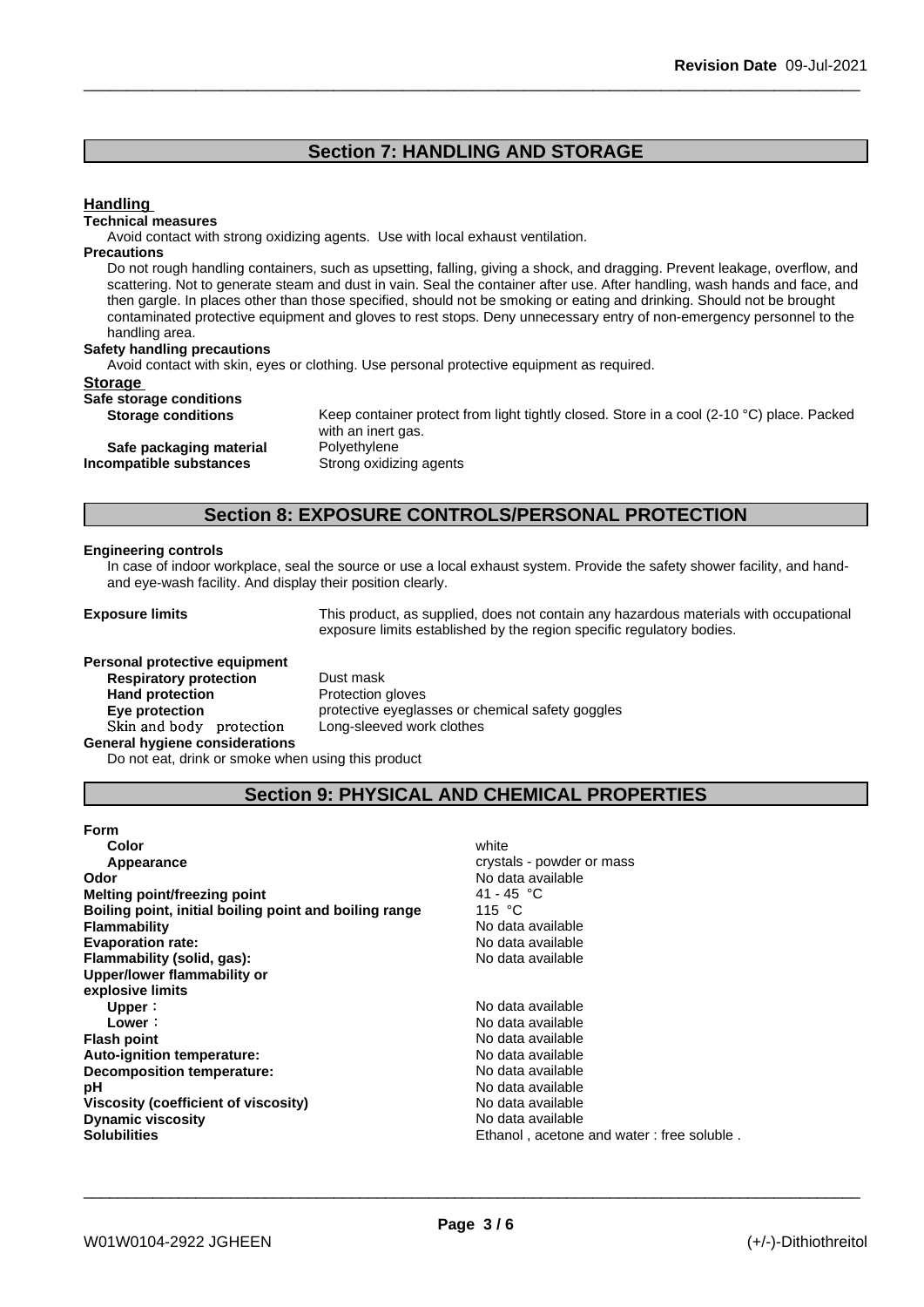## Section 7: HANDLING AND STORAGE

### Handling

**Technical measures**

Avoid contact with strong oxidizing agents. Use with local exhaust ventilation.

**Precautions**

Do not rough handling containers, such as upsetting, falling, giving a shock, and dragging. Prevent leakage, overflow, and scattering. Not to generate steam and dust in vain. Seal the container after use. After handling, wash hands and face, and then gargle. In places other than those specified, should not be smoking or eating and drinking. Should not be brought contaminated protective equipment and gloves to rest stops. Deny unnecessary entry of non-emergency personnel to the handling area.

**Safety handling precautions**

Avoid contact with skin, eyes or clothing. Use personal protective equipment as required.

### Storage

**Safe storage conditions**

| | |
|---|---|
| **Storage conditions** | Keep container protect from light tightly closed. Store in a cool (2-10 °C) place. Packed with an inert gas. |
| **Safe packaging material** | Polyethylene |
| **Incompatible substances** | Strong oxidizing agents |

## Section 8: EXPOSURE CONTROLS/PERSONAL PROTECTION

**Engineering controls**

In case of indoor workplace, seal the source or use a local exhaust system. Provide the safety shower facility, and hand- and eye-wash facility. And display their position clearly.

**Exposure limits** This product, as supplied, does not contain any hazardous materials with occupational exposure limits established by the region specific regulatory bodies.

**Personal protective equipment**

| | |
|---|---|
| **Respiratory protection** | Dust mask |
| **Hand protection** | Protection gloves |
| **Eye protection** | protective eyeglasses or chemical safety goggles |
| Skin and body protection | Long-sleeved work clothes |

**General hygiene considerations**

Do not eat, drink or smoke when using this product

## Section 9: PHYSICAL AND CHEMICAL PROPERTIES

| | |
|---|---|
| **Form** | |
| **Color** | white |
| **Appearance** | crystals - powder or mass |
| **Odor** | No data available |
| **Melting point/freezing point** | 41 - 45 °C |
| **Boiling point, initial boiling point and boiling range** | 115 °C |
| **Flammability** | No data available |
| **Evaporation rate:** | No data available |
| **Flammability (solid, gas):** | No data available |
| **Upper/lower flammability or explosive limits** | |
| **Upper**： | No data available |
| **Lower**： | No data available |
| **Flash point** | No data available |
| **Auto-ignition temperature:** | No data available |
| **Decomposition temperature:** | No data available |
| **pH** | No data available |
| **Viscosity (coefficient of viscosity)** | No data available |
| **Dynamic viscosity** | No data available |
| **Solubilities** | Ethanol , acetone and water : free soluble . |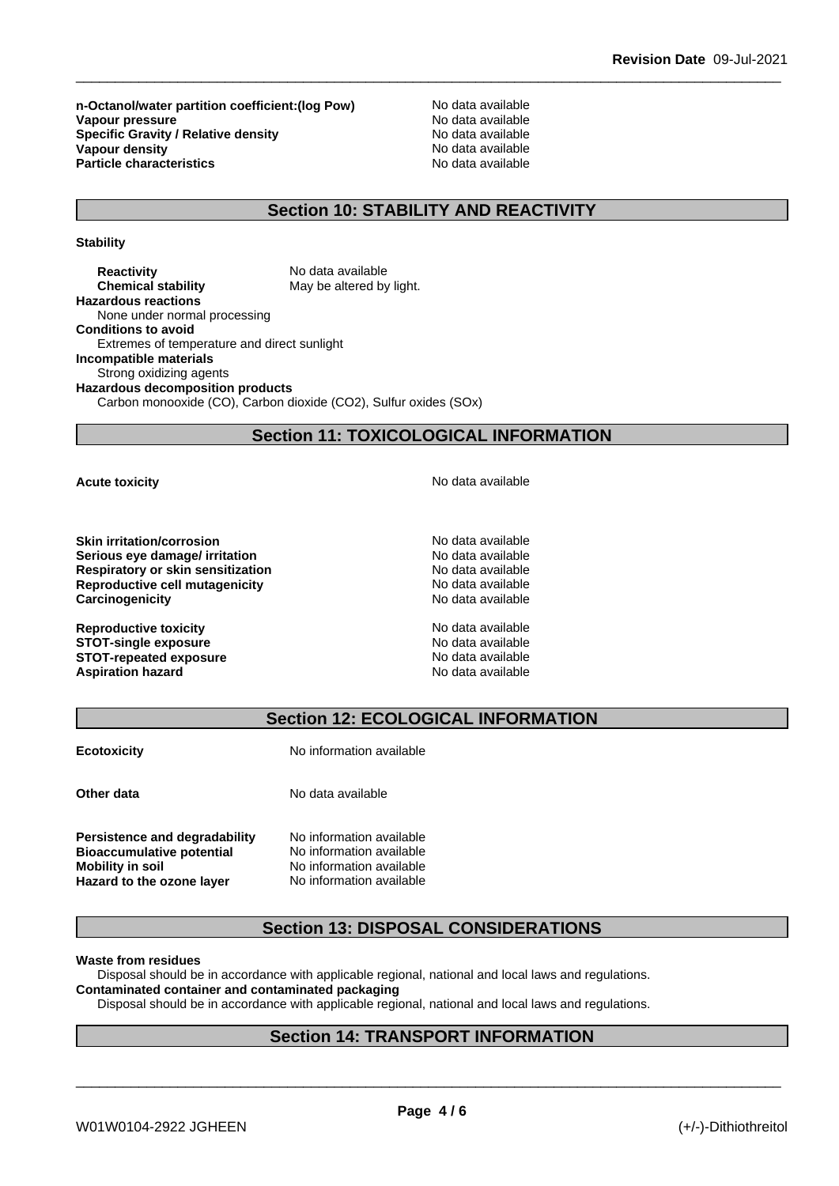| | |
|---|---|
| **n-Octanol/water partition coefficient:(log Pow)** | No data available |
| **Vapour pressure** | No data available |
| **Specific Gravity / Relative density** | No data available |
| **Vapour density** | No data available |
| **Particle characteristics** | No data available |

## Section 10: STABILITY AND REACTIVITY

**Stability**

| | |
|---|---|
| **Reactivity** | No data available |
| **Chemical stability** | May be altered by light. |

**Hazardous reactions**
None under normal processing

**Conditions to avoid**
Extremes of temperature and direct sunlight

**Incompatible materials**
Strong oxidizing agents

**Hazardous decomposition products**
Carbon monooxide (CO), Carbon dioxide ($CO_2$), Sulfur oxides (SOx)

## Section 11: TOXICOLOGICAL INFORMATION

| | |
|---|---|
| **Acute toxicity** | No data available |
| **Skin irritation/corrosion** | No data available |
| **Serious eye damage/ irritation** | No data available |
| **Respiratory or skin sensitization** | No data available |
| **Reproductive cell mutagenicity** | No data available |
| **Carcinogenicity** | No data available |
| **Reproductive toxicity** | No data available |
| **STOT-single exposure** | No data available |
| **STOT-repeated exposure** | No data available |
| **Aspiration hazard** | No data available |

## Section 12: ECOLOGICAL INFORMATION

| | |
|---|---|
| **Ecotoxicity** | No information available |
| **Other data** | No data available |
| **Persistence and degradability** | No information available |
| **Bioaccumulative potential** | No information available |
| **Mobility in soil** | No information available |
| **Hazard to the ozone layer** | No information available |

## Section 13: DISPOSAL CONSIDERATIONS

**Waste from residues**
Disposal should be in accordance with applicable regional, national and local laws and regulations.

**Contaminated container and contaminated packaging**
Disposal should be in accordance with applicable regional, national and local laws and regulations.

## Section 14: TRANSPORT INFORMATION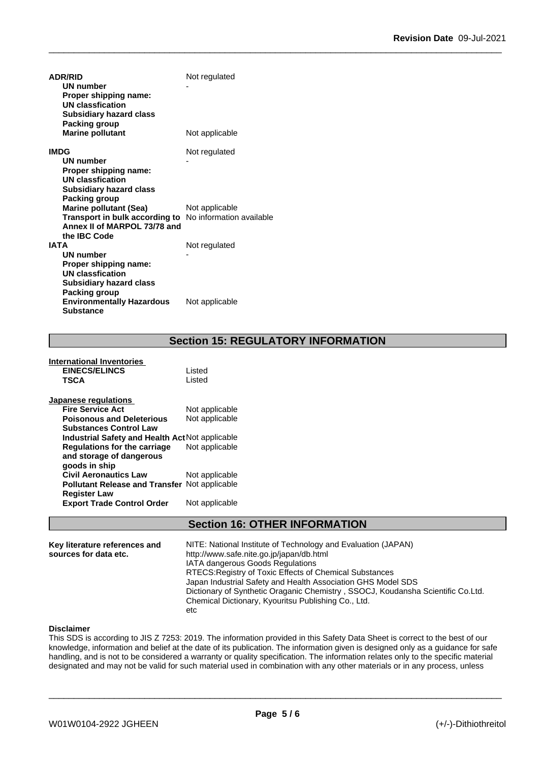**ADR/RID** Not regulated

| | |
|---|---|
| **UN number** | - |
| **Proper shipping name:** | |
| **UN classfication** | |
| **Subsidiary hazard class** | |
| **Packing group** | |
| **Marine pollutant** | Not applicable |

**IMDG** Not regulated

| | |
|---|---|
| **UN number** | - |
| **Proper shipping name:** | |
| **UN classfication** | |
| **Subsidiary hazard class** | |
| **Packing group** | |
| **Marine pollutant (Sea)** | Not applicable |
| **Transport in bulk according to Annex II of MARPOL 73/78 and the IBC Code** | No information available |

**IATA** Not regulated

| | |
|---|---|
| **UN number** | - |
| **Proper shipping name:** | |
| **UN classfication** | |
| **Subsidiary hazard class** | |
| **Packing group** | |
| **Environmentally Hazardous Substance** | Not applicable |

## Section 15: REGULATORY INFORMATION

**International Inventories**

| | |
|---|---|
| **EINECS/ELINCS** | Listed |
| **TSCA** | Listed |

**Japanese regulations**

| | |
|---|---|
| **Fire Service Act** | Not applicable |
| **Poisonous and Deleterious Substances Control Law** | Not applicable |
| **Industrial Safety and Health Act** | Not applicable |
| **Regulations for the carriage and storage of dangerous goods in ship** | Not applicable |
| **Civil Aeronautics Law** | Not applicable |
| **Pollutant Release and Transfer Register Law** | Not applicable |
| **Export Trade Control Order** | Not applicable |

## Section 16: OTHER INFORMATION

**Key literature references and sources for data etc.**

NITE: National Institute of Technology and Evaluation (JAPAN)
http://www.safe.nite.go.jp/japan/db.html
IATA dangerous Goods Regulations
RTECS:Registry of Toxic Effects of Chemical Substances
Japan Industrial Safety and Health Association GHS Model SDS
Dictionary of Synthetic Oraganic Chemistry , SSOCJ, Koudansha Scientific Co.Ltd.
Chemical Dictionary, Kyouritsu Publishing Co., Ltd.
etc

**Disclaimer**

This SDS is according to JIS Z 7253: 2019. The information provided in this Safety Data Sheet is correct to the best of our knowledge, information and belief at the date of its publication. The information given is designed only as a guidance for safe handling, and is not to be considered a warranty or quality specification. The information relates only to the specific material designated and may not be valid for such material used in combination with any other materials or in any process, unless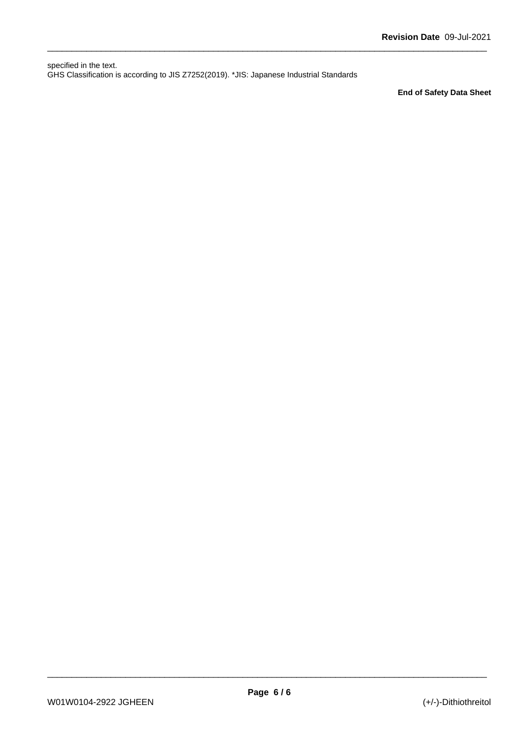specified in the text.
GHS Classification is according to JIS Z7252(2019). *JIS: Japanese Industrial Standards

**End of Safety Data Sheet**